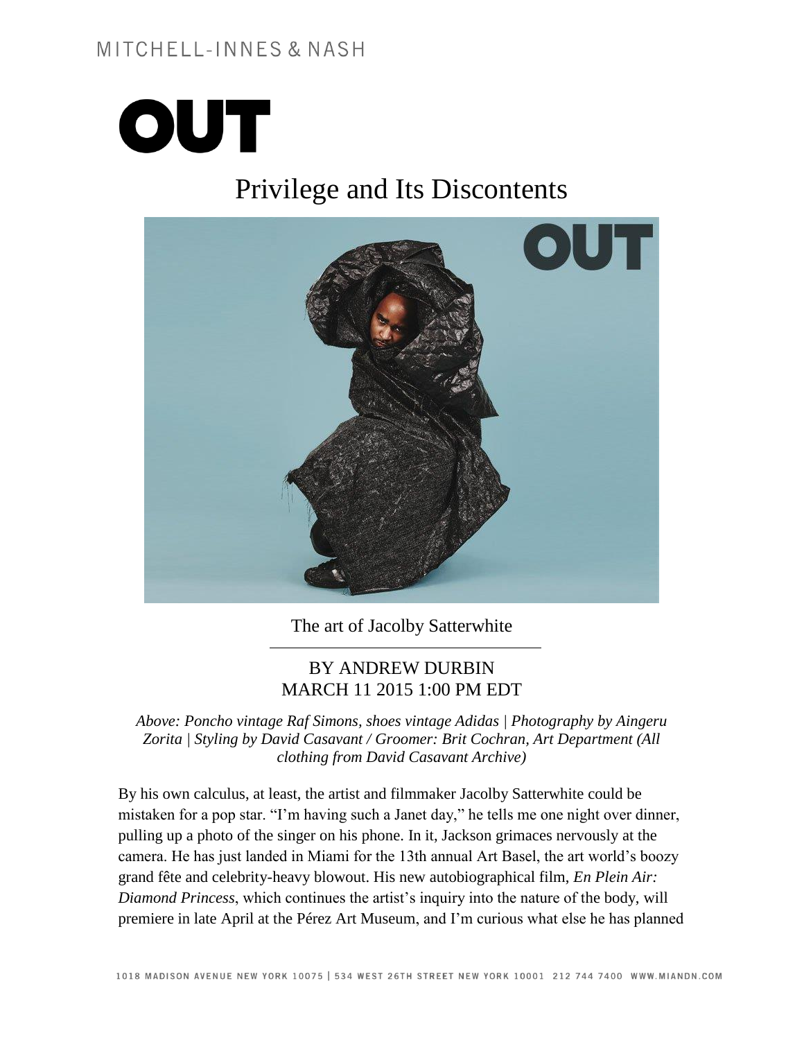MITCHELL-INNES & NASH

# OUT

## Privilege and Its Discontents

The art of Jacolby Satterwhite

BY ANDREW DURBIN
MARCH 11 2015 1:00 PM EDT

*Above: Poncho vintage Raf Simons, shoes vintage Adidas | Photography by Aingeru Zorita | Styling by David Casavant / Groomer: Brit Cochran, Art Department (All clothing from David Casavant Archive)*

By his own calculus, at least, the artist and filmmaker Jacolby Satterwhite could be mistaken for a pop star. "I'm having such a Janet day," he tells me one night over dinner, pulling up a photo of the singer on his phone. In it, Jackson grimaces nervously at the camera. He has just landed in Miami for the 13th annual Art Basel, the art world's boozy grand fête and celebrity-heavy blowout. His new autobiographical film, *En Plein Air: Diamond Princess*, which continues the artist's inquiry into the nature of the body, will premiere in late April at the Pérez Art Museum, and I'm curious what else he has planned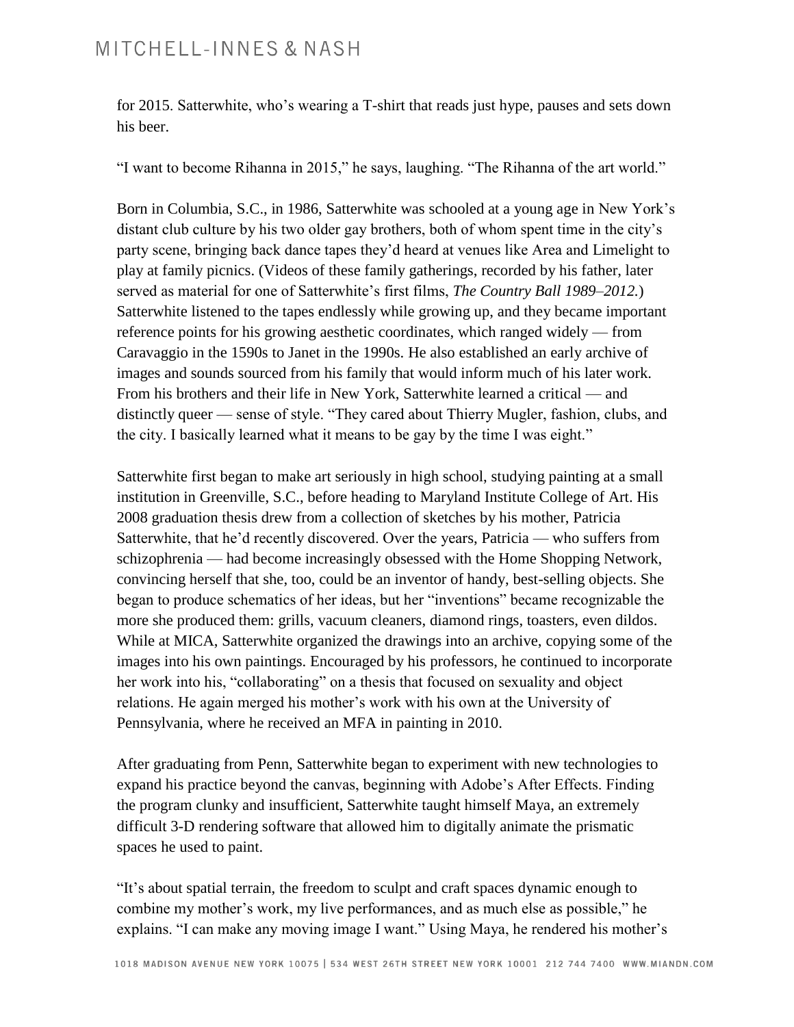for 2015. Satterwhite, who's wearing a T-shirt that reads just hype, pauses and sets down his beer.

"I want to become Rihanna in 2015," he says, laughing. "The Rihanna of the art world."

Born in Columbia, S.C., in 1986, Satterwhite was schooled at a young age in New York's distant club culture by his two older gay brothers, both of whom spent time in the city's party scene, bringing back dance tapes they'd heard at venues like Area and Limelight to play at family picnics. (Videos of these family gatherings, recorded by his father, later served as material for one of Satterwhite's first films, *The Country Ball 1989–2012.*) Satterwhite listened to the tapes endlessly while growing up, and they became important reference points for his growing aesthetic coordinates, which ranged widely — from Caravaggio in the 1590s to Janet in the 1990s. He also established an early archive of images and sounds sourced from his family that would inform much of his later work. From his brothers and their life in New York, Satterwhite learned a critical — and distinctly queer — sense of style. "They cared about Thierry Mugler, fashion, clubs, and the city. I basically learned what it means to be gay by the time I was eight."

Satterwhite first began to make art seriously in high school, studying painting at a small institution in Greenville, S.C., before heading to Maryland Institute College of Art. His 2008 graduation thesis drew from a collection of sketches by his mother, Patricia Satterwhite, that he'd recently discovered. Over the years, Patricia — who suffers from schizophrenia — had become increasingly obsessed with the Home Shopping Network, convincing herself that she, too, could be an inventor of handy, best-selling objects. She began to produce schematics of her ideas, but her "inventions" became recognizable the more she produced them: grills, vacuum cleaners, diamond rings, toasters, even dildos. While at MICA, Satterwhite organized the drawings into an archive, copying some of the images into his own paintings. Encouraged by his professors, he continued to incorporate her work into his, "collaborating" on a thesis that focused on sexuality and object relations. He again merged his mother's work with his own at the University of Pennsylvania, where he received an MFA in painting in 2010.

After graduating from Penn, Satterwhite began to experiment with new technologies to expand his practice beyond the canvas, beginning with Adobe's After Effects. Finding the program clunky and insufficient, Satterwhite taught himself Maya, an extremely difficult 3-D rendering software that allowed him to digitally animate the prismatic spaces he used to paint.

"It's about spatial terrain, the freedom to sculpt and craft spaces dynamic enough to combine my mother's work, my live performances, and as much else as possible," he explains. "I can make any moving image I want." Using Maya, he rendered his mother's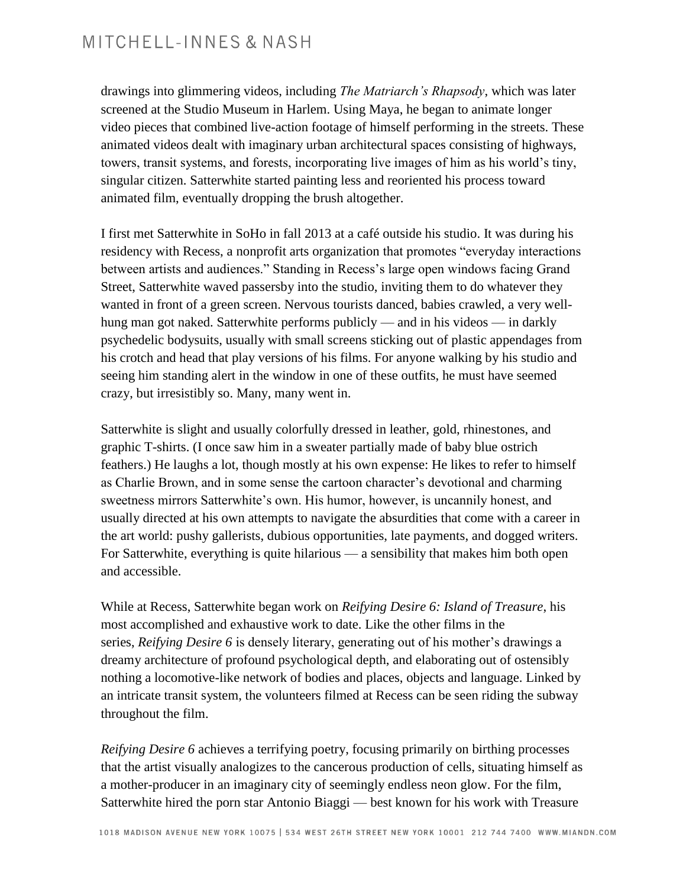drawings into glimmering videos, including *The Matriarch's Rhapsody*, which was later screened at the Studio Museum in Harlem. Using Maya, he began to animate longer video pieces that combined live-action footage of himself performing in the streets. These animated videos dealt with imaginary urban architectural spaces consisting of highways, towers, transit systems, and forests, incorporating live images of him as his world's tiny, singular citizen. Satterwhite started painting less and reoriented his process toward animated film, eventually dropping the brush altogether.

I first met Satterwhite in SoHo in fall 2013 at a café outside his studio. It was during his residency with Recess, a nonprofit arts organization that promotes "everyday interactions between artists and audiences." Standing in Recess's large open windows facing Grand Street, Satterwhite waved passersby into the studio, inviting them to do whatever they wanted in front of a green screen. Nervous tourists danced, babies crawled, a very well-hung man got naked. Satterwhite performs publicly — and in his videos — in darkly psychedelic bodysuits, usually with small screens sticking out of plastic appendages from his crotch and head that play versions of his films. For anyone walking by his studio and seeing him standing alert in the window in one of these outfits, he must have seemed crazy, but irresistibly so. Many, many went in.

Satterwhite is slight and usually colorfully dressed in leather, gold, rhinestones, and graphic T-shirts. (I once saw him in a sweater partially made of baby blue ostrich feathers.) He laughs a lot, though mostly at his own expense: He likes to refer to himself as Charlie Brown, and in some sense the cartoon character's devotional and charming sweetness mirrors Satterwhite's own. His humor, however, is uncannily honest, and usually directed at his own attempts to navigate the absurdities that come with a career in the art world: pushy gallerists, dubious opportunities, late payments, and dogged writers. For Satterwhite, everything is quite hilarious — a sensibility that makes him both open and accessible.

While at Recess, Satterwhite began work on *Reifying Desire 6: Island of Treasure*, his most accomplished and exhaustive work to date. Like the other films in the series, *Reifying Desire 6* is densely literary, generating out of his mother's drawings a dreamy architecture of profound psychological depth, and elaborating out of ostensibly nothing a locomotive-like network of bodies and places, objects and language. Linked by an intricate transit system, the volunteers filmed at Recess can be seen riding the subway throughout the film.

*Reifying Desire 6* achieves a terrifying poetry, focusing primarily on birthing processes that the artist visually analogizes to the cancerous production of cells, situating himself as a mother-producer in an imaginary city of seemingly endless neon glow. For the film, Satterwhite hired the porn star Antonio Biaggi — best known for his work with Treasure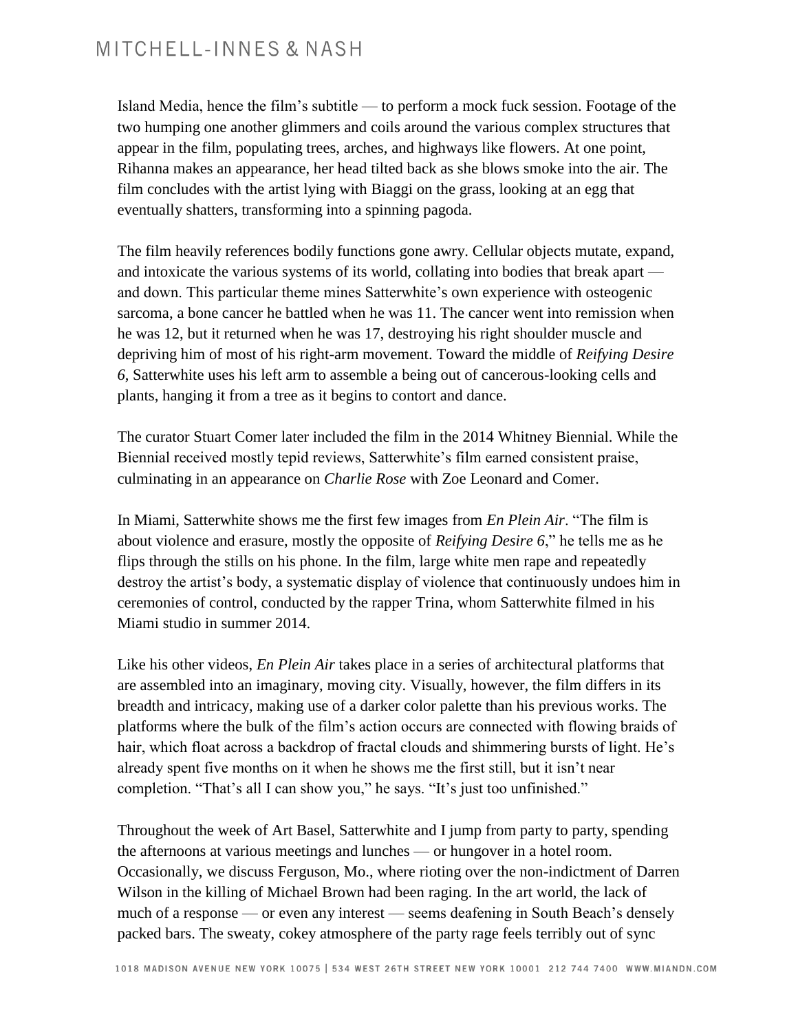Island Media, hence the film's subtitle — to perform a mock fuck session. Footage of the two humping one another glimmers and coils around the various complex structures that appear in the film, populating trees, arches, and highways like flowers. At one point, Rihanna makes an appearance, her head tilted back as she blows smoke into the air. The film concludes with the artist lying with Biaggi on the grass, looking at an egg that eventually shatters, transforming into a spinning pagoda.

The film heavily references bodily functions gone awry. Cellular objects mutate, expand, and intoxicate the various systems of its world, collating into bodies that break apart — and down. This particular theme mines Satterwhite's own experience with osteogenic sarcoma, a bone cancer he battled when he was 11. The cancer went into remission when he was 12, but it returned when he was 17, destroying his right shoulder muscle and depriving him of most of his right-arm movement. Toward the middle of *Reifying Desire 6*, Satterwhite uses his left arm to assemble a being out of cancerous-looking cells and plants, hanging it from a tree as it begins to contort and dance.

The curator Stuart Comer later included the film in the 2014 Whitney Biennial. While the Biennial received mostly tepid reviews, Satterwhite's film earned consistent praise, culminating in an appearance on *Charlie Rose* with Zoe Leonard and Comer.

In Miami, Satterwhite shows me the first few images from *En Plein Air*. "The film is about violence and erasure, mostly the opposite of *Reifying Desire 6*," he tells me as he flips through the stills on his phone. In the film, large white men rape and repeatedly destroy the artist's body, a systematic display of violence that continuously undoes him in ceremonies of control, conducted by the rapper Trina, whom Satterwhite filmed in his Miami studio in summer 2014.

Like his other videos, *En Plein Air* takes place in a series of architectural platforms that are assembled into an imaginary, moving city. Visually, however, the film differs in its breadth and intricacy, making use of a darker color palette than his previous works. The platforms where the bulk of the film's action occurs are connected with flowing braids of hair, which float across a backdrop of fractal clouds and shimmering bursts of light. He's already spent five months on it when he shows me the first still, but it isn't near completion. "That's all I can show you," he says. "It's just too unfinished."

Throughout the week of Art Basel, Satterwhite and I jump from party to party, spending the afternoons at various meetings and lunches — or hungover in a hotel room. Occasionally, we discuss Ferguson, Mo., where rioting over the non-indictment of Darren Wilson in the killing of Michael Brown had been raging. In the art world, the lack of much of a response — or even any interest — seems deafening in South Beach's densely packed bars. The sweaty, cokey atmosphere of the party rage feels terribly out of sync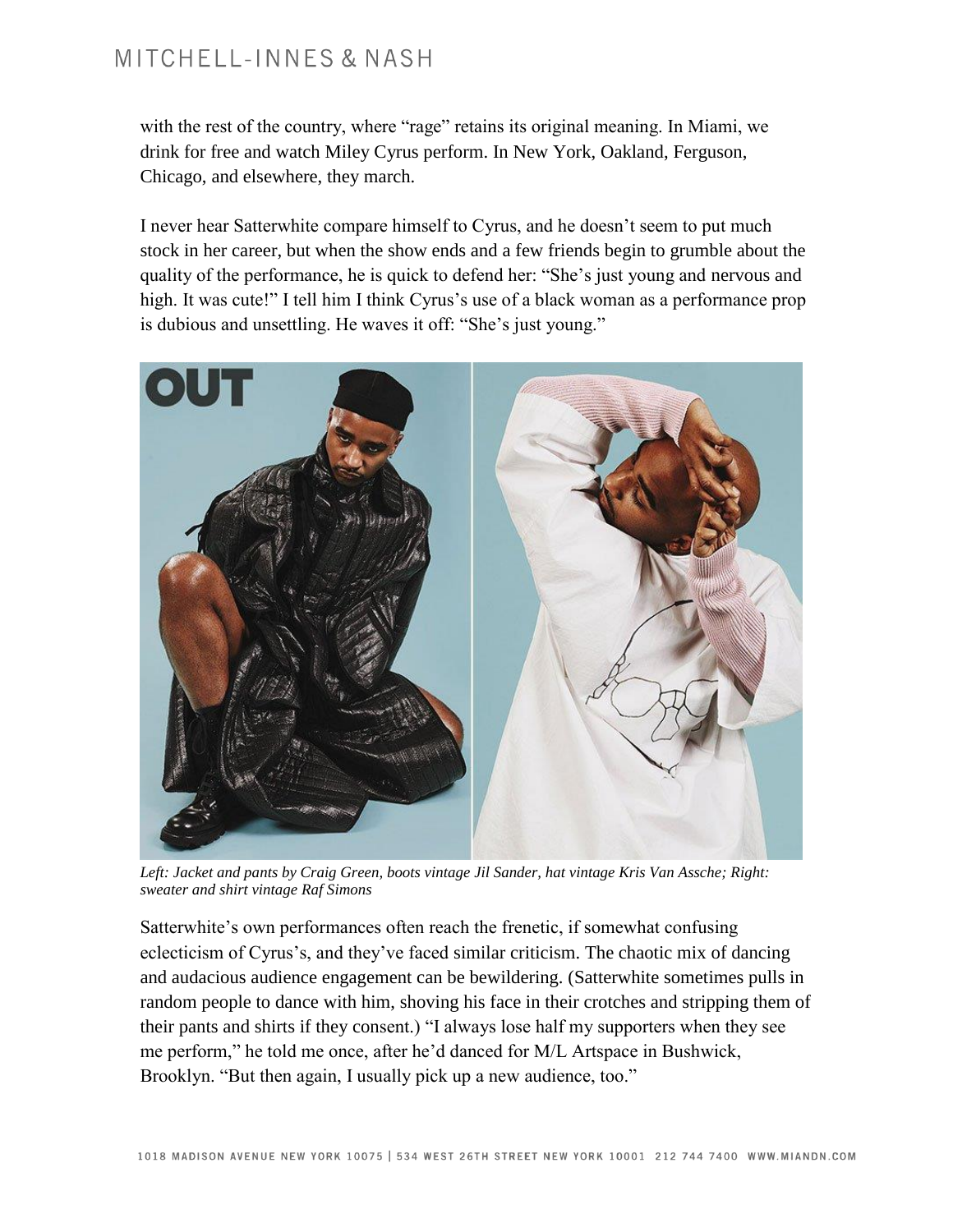with the rest of the country, where "rage" retains its original meaning. In Miami, we drink for free and watch Miley Cyrus perform. In New York, Oakland, Ferguson, Chicago, and elsewhere, they march.

I never hear Satterwhite compare himself to Cyrus, and he doesn't seem to put much stock in her career, but when the show ends and a few friends begin to grumble about the quality of the performance, he is quick to defend her: "She's just young and nervous and high. It was cute!" I tell him I think Cyrus's use of a black woman as a performance prop is dubious and unsettling. He waves it off: "She's just young."

*Left: Jacket and pants by Craig Green, boots vintage Jil Sander, hat vintage Kris Van Assche; Right: sweater and shirt vintage Raf Simons*

Satterwhite's own performances often reach the frenetic, if somewhat confusing eclecticism of Cyrus's, and they've faced similar criticism. The chaotic mix of dancing and audacious audience engagement can be bewildering. (Satterwhite sometimes pulls in random people to dance with him, shoving his face in their crotches and stripping them of their pants and shirts if they consent.) "I always lose half my supporters when they see me perform," he told me once, after he'd danced for M/L Artspace in Bushwick, Brooklyn. "But then again, I usually pick up a new audience, too."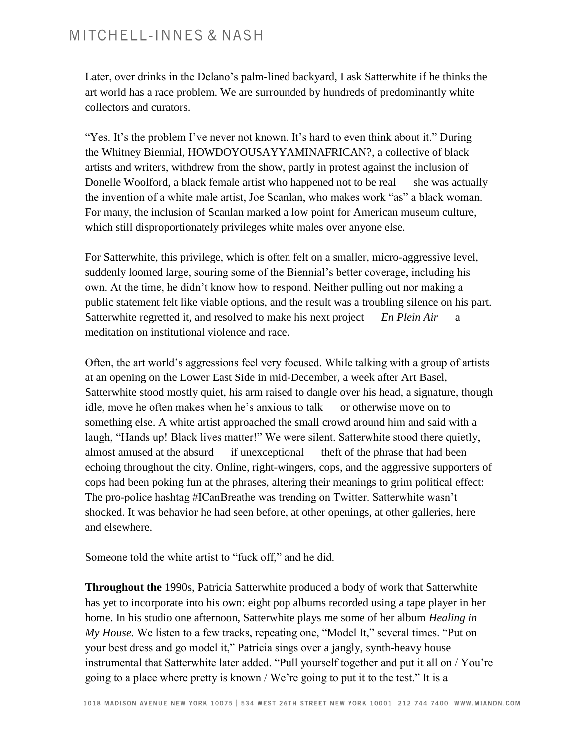Later, over drinks in the Delano's palm-lined backyard, I ask Satterwhite if he thinks the art world has a race problem. We are surrounded by hundreds of predominantly white collectors and curators.

"Yes. It's the problem I've never not known. It's hard to even think about it." During the Whitney Biennial, HOWDOYOUSAYYAMINAFRICAN?, a collective of black artists and writers, withdrew from the show, partly in protest against the inclusion of Donelle Woolford, a black female artist who happened not to be real — she was actually the invention of a white male artist, Joe Scanlan, who makes work "as" a black woman. For many, the inclusion of Scanlan marked a low point for American museum culture, which still disproportionately privileges white males over anyone else.

For Satterwhite, this privilege, which is often felt on a smaller, micro-aggressive level, suddenly loomed large, souring some of the Biennial's better coverage, including his own. At the time, he didn't know how to respond. Neither pulling out nor making a public statement felt like viable options, and the result was a troubling silence on his part. Satterwhite regretted it, and resolved to make his next project — *En Plein Air* — a meditation on institutional violence and race.

Often, the art world's aggressions feel very focused. While talking with a group of artists at an opening on the Lower East Side in mid-December, a week after Art Basel, Satterwhite stood mostly quiet, his arm raised to dangle over his head, a signature, though idle, move he often makes when he's anxious to talk — or otherwise move on to something else. A white artist approached the small crowd around him and said with a laugh, "Hands up! Black lives matter!" We were silent. Satterwhite stood there quietly, almost amused at the absurd — if unexceptional — theft of the phrase that had been echoing throughout the city. Online, right-wingers, cops, and the aggressive supporters of cops had been poking fun at the phrases, altering their meanings to grim political effect: The pro-police hashtag #ICanBreathe was trending on Twitter. Satterwhite wasn't shocked. It was behavior he had seen before, at other openings, at other galleries, here and elsewhere.

Someone told the white artist to "fuck off," and he did.

**Throughout the** 1990s, Patricia Satterwhite produced a body of work that Satterwhite has yet to incorporate into his own: eight pop albums recorded using a tape player in her home. In his studio one afternoon, Satterwhite plays me some of her album *Healing in My House*. We listen to a few tracks, repeating one, "Model It," several times. "Put on your best dress and go model it," Patricia sings over a jangly, synth-heavy house instrumental that Satterwhite later added. "Pull yourself together and put it all on / You're going to a place where pretty is known / We're going to put it to the test." It is a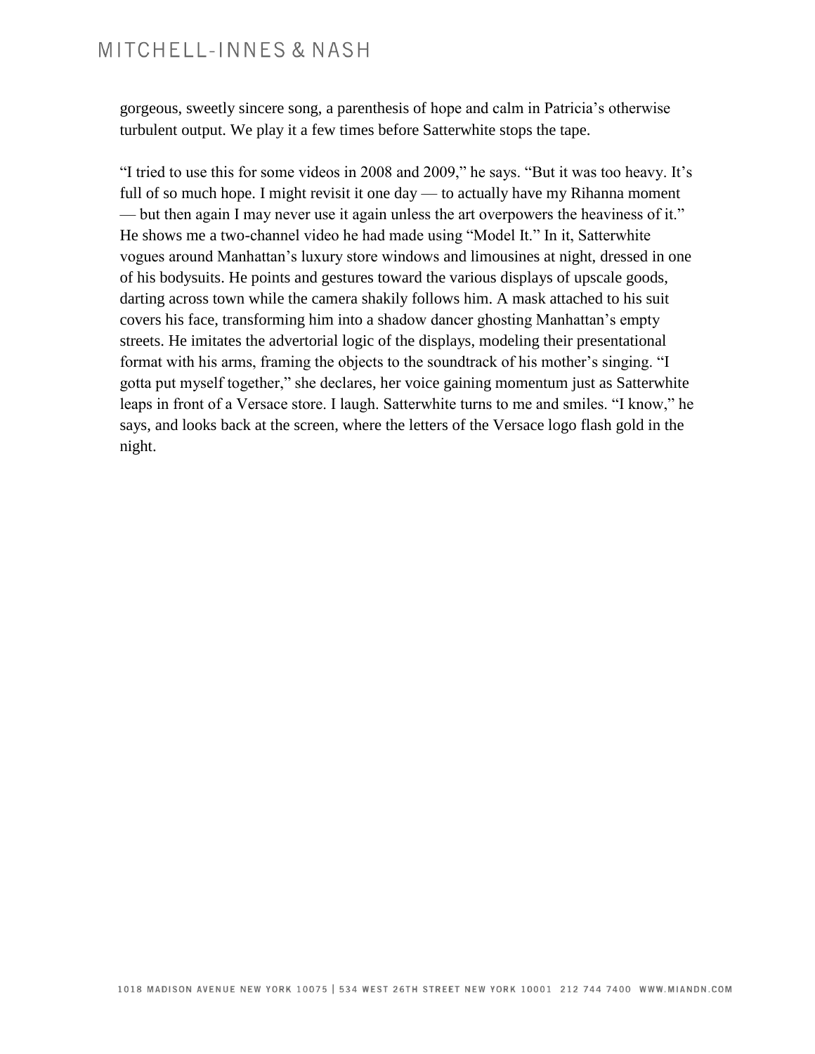gorgeous, sweetly sincere song, a parenthesis of hope and calm in Patricia's otherwise turbulent output. We play it a few times before Satterwhite stops the tape.

"I tried to use this for some videos in 2008 and 2009," he says. "But it was too heavy. It's full of so much hope. I might revisit it one day — to actually have my Rihanna moment — but then again I may never use it again unless the art overpowers the heaviness of it." He shows me a two-channel video he had made using "Model It." In it, Satterwhite vogues around Manhattan's luxury store windows and limousines at night, dressed in one of his bodysuits. He points and gestures toward the various displays of upscale goods, darting across town while the camera shakily follows him. A mask attached to his suit covers his face, transforming him into a shadow dancer ghosting Manhattan's empty streets. He imitates the advertorial logic of the displays, modeling their presentational format with his arms, framing the objects to the soundtrack of his mother's singing. "I gotta put myself together," she declares, her voice gaining momentum just as Satterwhite leaps in front of a Versace store. I laugh. Satterwhite turns to me and smiles. "I know," he says, and looks back at the screen, where the letters of the Versace logo flash gold in the night.